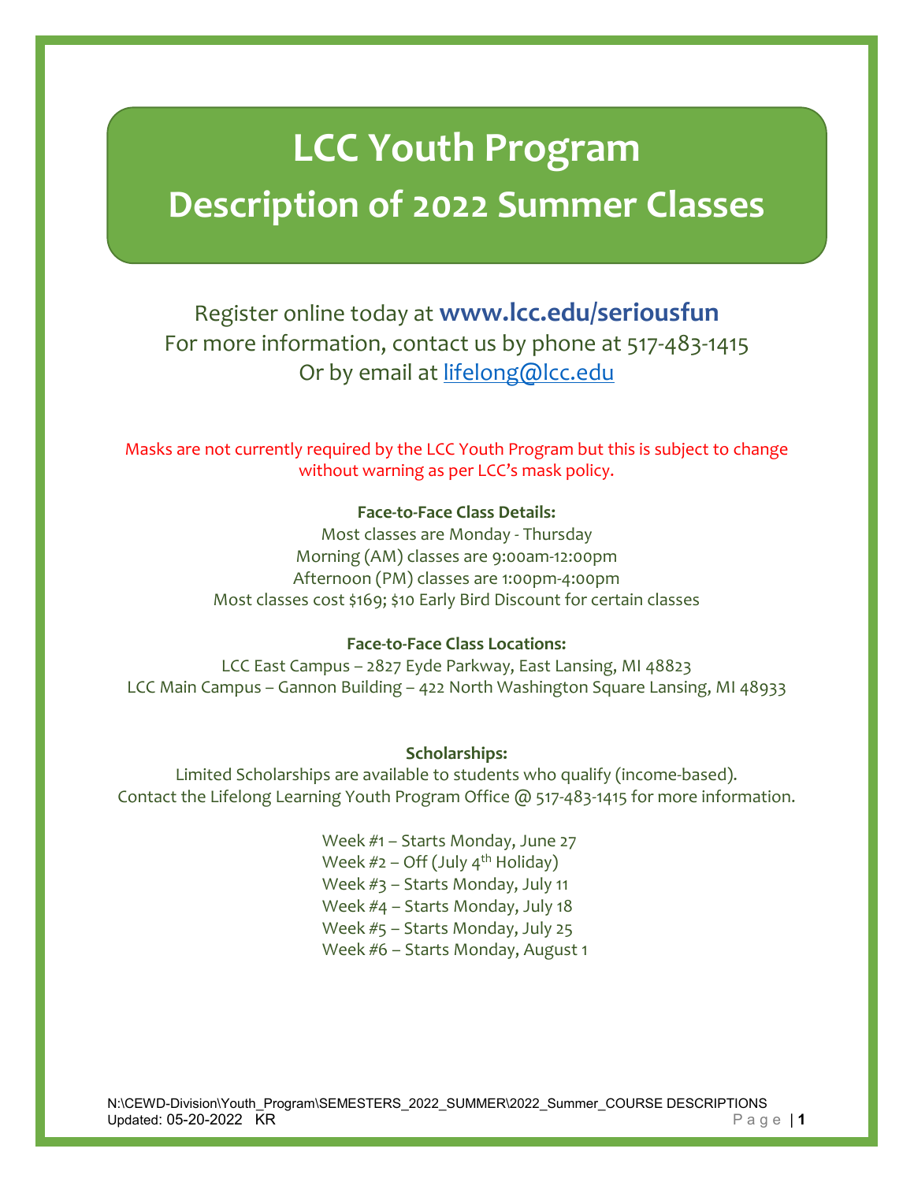# LCC Youth Program

# Description of 2022 Summer Classes

Register online today at **www.lcc.edu/seriousfun**
For more information, contact us by phone at 517-483-1415
Or by email at lifelong@lcc.edu

Masks are not currently required by the LCC Youth Program but this is subject to change without warning as per LCC's mask policy.

**Face-to-Face Class Details:**
Most classes are Monday - Thursday
Morning (AM) classes are 9:00am-12:00pm
Afternoon (PM) classes are 1:00pm-4:00pm
Most classes cost $169; $10 Early Bird Discount for certain classes

**Face-to-Face Class Locations:**
LCC East Campus – 2827 Eyde Parkway, East Lansing, MI 48823
LCC Main Campus – Gannon Building – 422 North Washington Square Lansing, MI 48933

**Scholarships:**
Limited Scholarships are available to students who qualify (income-based).
Contact the Lifelong Learning Youth Program Office @ 517-483-1415 for more information.

Week #1 – Starts Monday, June 27
Week #2 – Off (July 4th Holiday)
Week #3 – Starts Monday, July 11
Week #4 – Starts Monday, July 18
Week #5 – Starts Monday, July 25
Week #6 – Starts Monday, August 1

N:\CEWD-Division\Youth_Program\SEMESTERS_2022_SUMMER\2022_Summer_COURSE DESCRIPTIONS
Updated: 05-20-2022 KR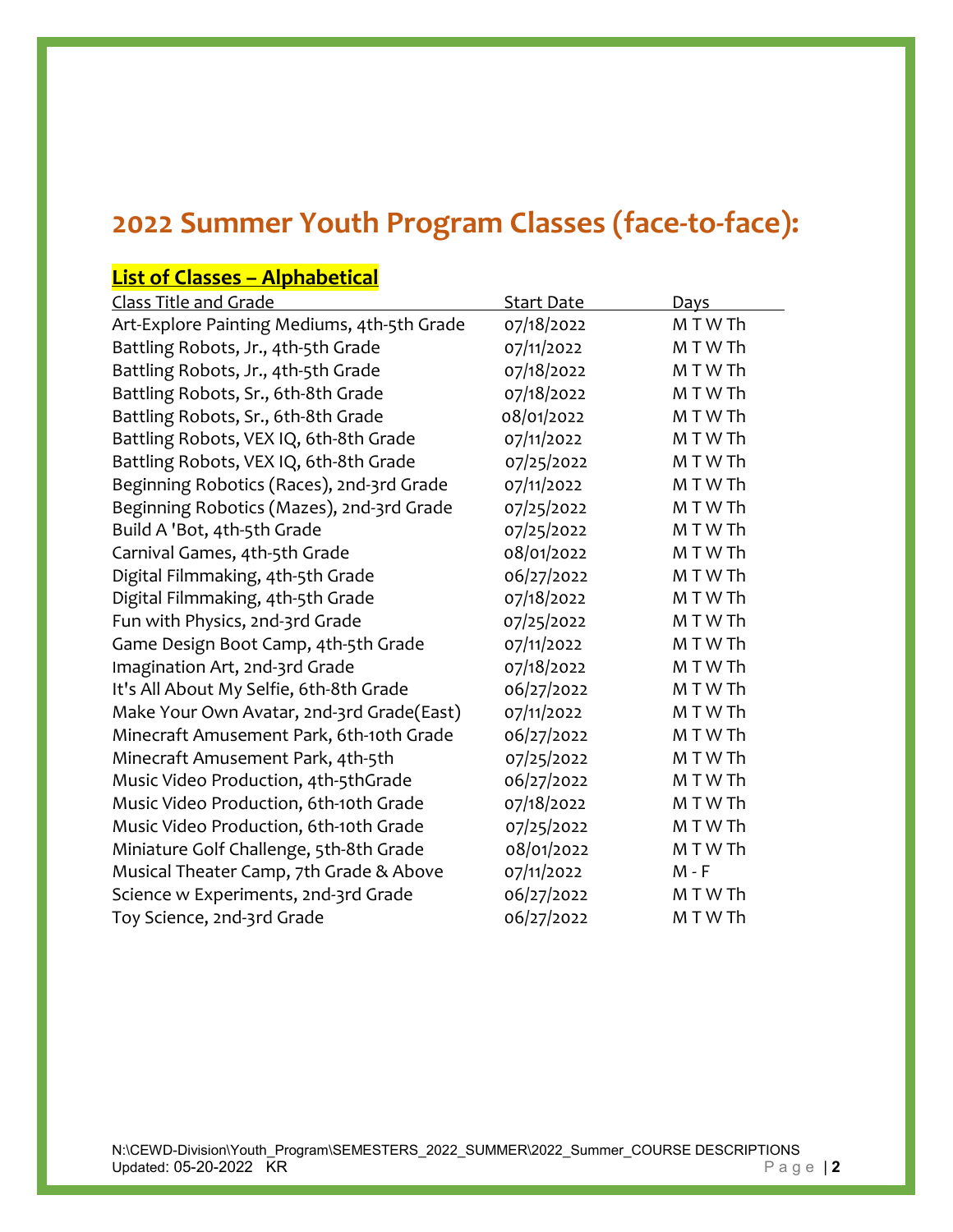# 2022 Summer Youth Program Classes (face-to-face):

## List of Classes – Alphabetical

| Class Title and Grade | Start Date | Days |
|---|---|---|
| Art-Explore Painting Mediums, 4th-5th Grade | 07/18/2022 | M T W Th |
| Battling Robots, Jr., 4th-5th Grade | 07/11/2022 | M T W Th |
| Battling Robots, Jr., 4th-5th Grade | 07/18/2022 | M T W Th |
| Battling Robots, Sr., 6th-8th Grade | 07/18/2022 | M T W Th |
| Battling Robots, Sr., 6th-8th Grade | 08/01/2022 | M T W Th |
| Battling Robots, VEX IQ, 6th-8th Grade | 07/11/2022 | M T W Th |
| Battling Robots, VEX IQ, 6th-8th Grade | 07/25/2022 | M T W Th |
| Beginning Robotics (Races), 2nd-3rd Grade | 07/11/2022 | M T W Th |
| Beginning Robotics (Mazes), 2nd-3rd Grade | 07/25/2022 | M T W Th |
| Build A 'Bot, 4th-5th Grade | 07/25/2022 | M T W Th |
| Carnival Games, 4th-5th Grade | 08/01/2022 | M T W Th |
| Digital Filmmaking, 4th-5th Grade | 06/27/2022 | M T W Th |
| Digital Filmmaking, 4th-5th Grade | 07/18/2022 | M T W Th |
| Fun with Physics, 2nd-3rd Grade | 07/25/2022 | M T W Th |
| Game Design Boot Camp, 4th-5th Grade | 07/11/2022 | M T W Th |
| Imagination Art, 2nd-3rd Grade | 07/18/2022 | M T W Th |
| It's All About My Selfie, 6th-8th Grade | 06/27/2022 | M T W Th |
| Make Your Own Avatar, 2nd-3rd Grade(East) | 07/11/2022 | M T W Th |
| Minecraft Amusement Park, 6th-10th Grade | 06/27/2022 | M T W Th |
| Minecraft Amusement Park, 4th-5th | 07/25/2022 | M T W Th |
| Music Video Production, 4th-5thGrade | 06/27/2022 | M T W Th |
| Music Video Production, 6th-10th Grade | 07/18/2022 | M T W Th |
| Music Video Production, 6th-10th Grade | 07/25/2022 | M T W Th |
| Miniature Golf Challenge, 5th-8th Grade | 08/01/2022 | M T W Th |
| Musical Theater Camp, 7th Grade & Above | 07/11/2022 | M - F |
| Science w Experiments, 2nd-3rd Grade | 06/27/2022 | M T W Th |
| Toy Science, 2nd-3rd Grade | 06/27/2022 | M T W Th |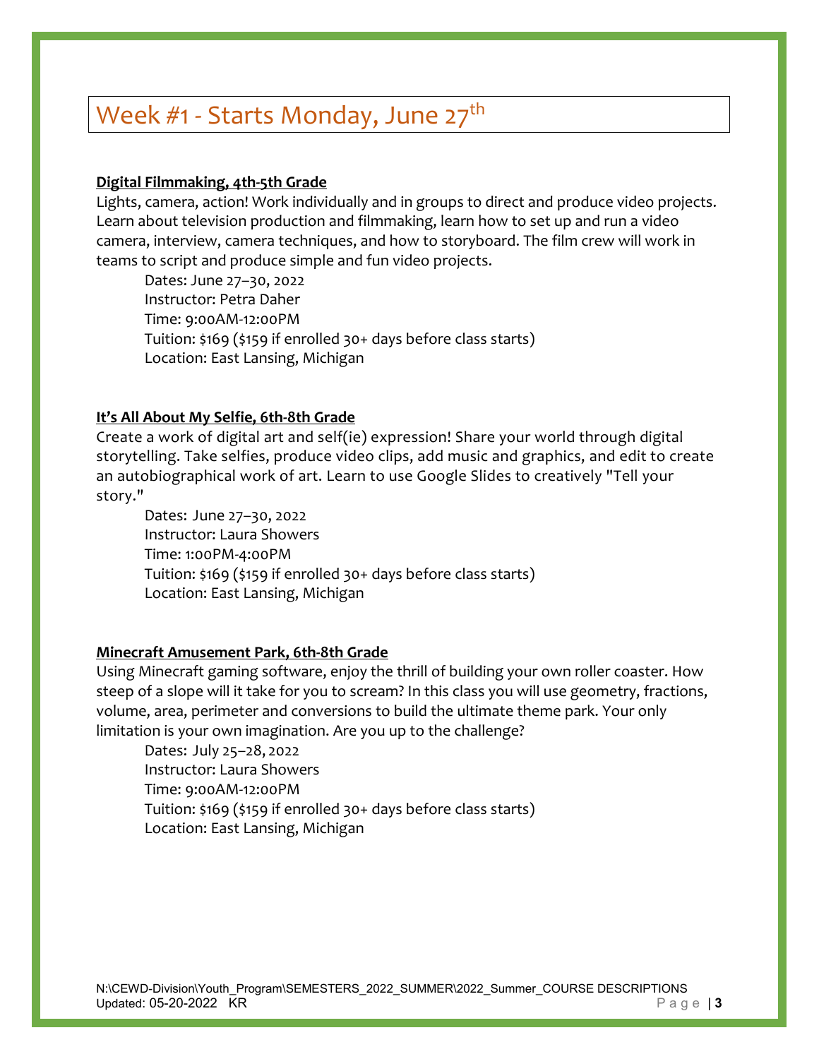# Week #1 - Starts Monday, June 27th

**Digital Filmmaking, 4th-5th Grade**

Lights, camera, action! Work individually and in groups to direct and produce video projects. Learn about television production and filmmaking, learn how to set up and run a video camera, interview, camera techniques, and how to storyboard. The film crew will work in teams to script and produce simple and fun video projects.

Dates: June 27–30, 2022
Instructor: Petra Daher
Time: 9:00AM-12:00PM
Tuition: $169 ($159 if enrolled 30+ days before class starts)
Location: East Lansing, Michigan

**It's All About My Selfie, 6th-8th Grade**

Create a work of digital art and self(ie) expression! Share your world through digital storytelling. Take selfies, produce video clips, add music and graphics, and edit to create an autobiographical work of art. Learn to use Google Slides to creatively "Tell your story."

Dates: June 27–30, 2022
Instructor: Laura Showers
Time: 1:00PM-4:00PM
Tuition: $169 ($159 if enrolled 30+ days before class starts)
Location: East Lansing, Michigan

**Minecraft Amusement Park, 6th-8th Grade**

Using Minecraft gaming software, enjoy the thrill of building your own roller coaster. How steep of a slope will it take for you to scream? In this class you will use geometry, fractions, volume, area, perimeter and conversions to build the ultimate theme park. Your only limitation is your own imagination. Are you up to the challenge?

Dates: July 25–28, 2022
Instructor: Laura Showers
Time: 9:00AM-12:00PM
Tuition: $169 ($159 if enrolled 30+ days before class starts)
Location: East Lansing, Michigan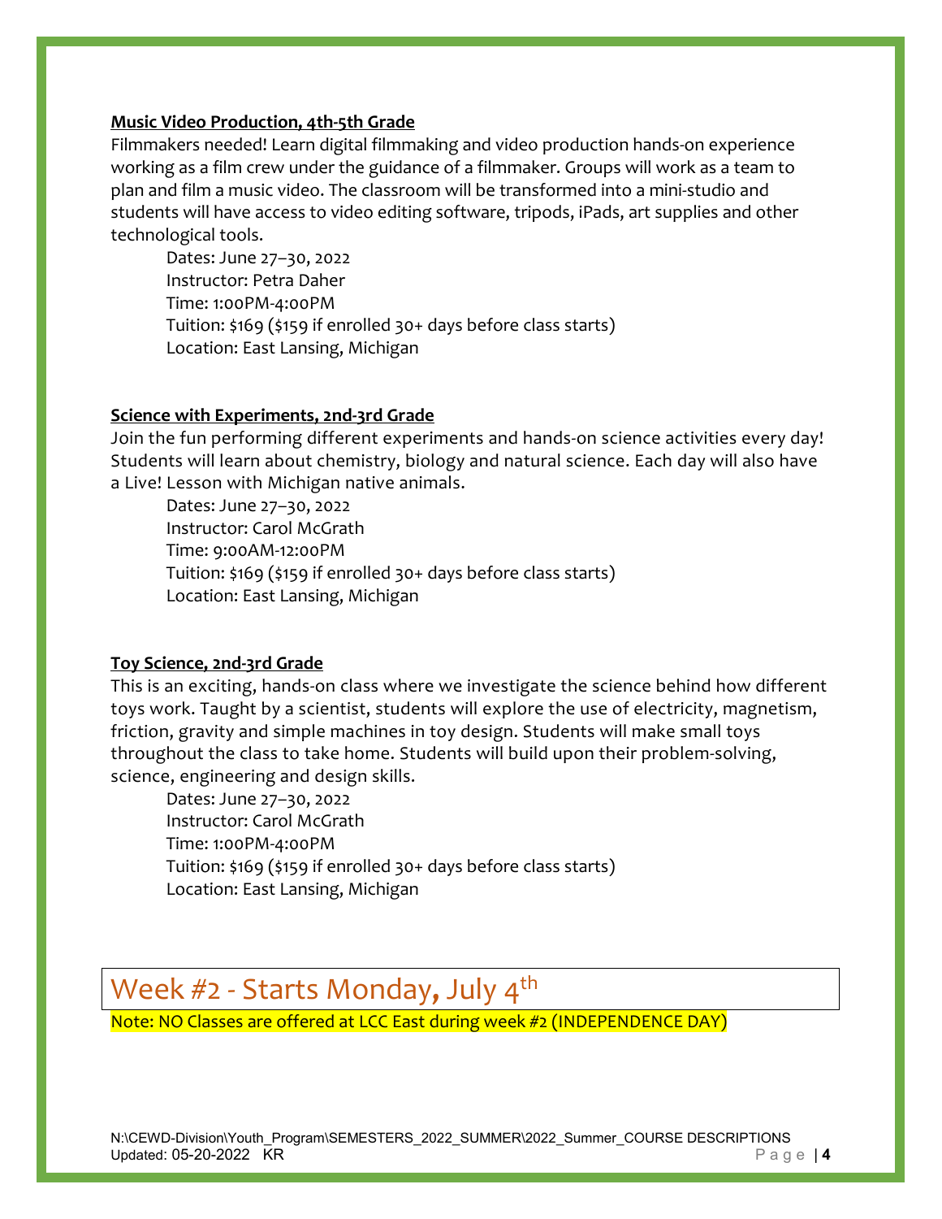**Music Video Production, 4th-5th Grade**

Filmmakers needed! Learn digital filmmaking and video production hands-on experience working as a film crew under the guidance of a filmmaker. Groups will work as a team to plan and film a music video. The classroom will be transformed into a mini-studio and students will have access to video editing software, tripods, iPads, art supplies and other technological tools.

Dates: June 27–30, 2022
Instructor: Petra Daher
Time: 1:00PM-4:00PM
Tuition: $169 ($159 if enrolled 30+ days before class starts)
Location: East Lansing, Michigan

**Science with Experiments, 2nd-3rd Grade**

Join the fun performing different experiments and hands-on science activities every day! Students will learn about chemistry, biology and natural science. Each day will also have a Live! Lesson with Michigan native animals.

Dates: June 27–30, 2022
Instructor: Carol McGrath
Time: 9:00AM-12:00PM
Tuition: $169 ($159 if enrolled 30+ days before class starts)
Location: East Lansing, Michigan

**Toy Science, 2nd-3rd Grade**

This is an exciting, hands-on class where we investigate the science behind how different toys work. Taught by a scientist, students will explore the use of electricity, magnetism, friction, gravity and simple machines in toy design. Students will make small toys throughout the class to take home. Students will build upon their problem-solving, science, engineering and design skills.

Dates: June 27–30, 2022
Instructor: Carol McGrath
Time: 1:00PM-4:00PM
Tuition: $169 ($159 if enrolled 30+ days before class starts)
Location: East Lansing, Michigan

## Week #2 - Starts Monday, July 4th

Note: NO Classes are offered at LCC East during week #2 (INDEPENDENCE DAY)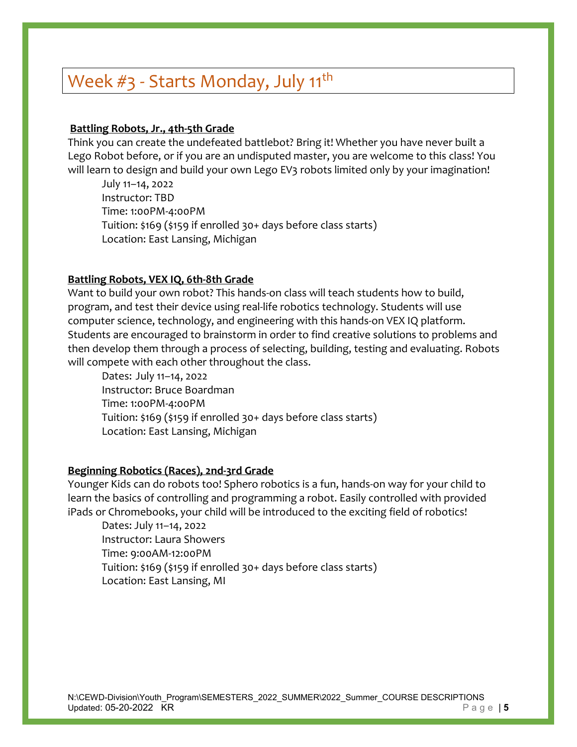# Week #3 - Starts Monday, July 11th

**Battling Robots, Jr., 4th-5th Grade**

Think you can create the undefeated battlebot? Bring it! Whether you have never built a Lego Robot before, or if you are an undisputed master, you are welcome to this class! You will learn to design and build your own Lego EV3 robots limited only by your imagination!

July 11–14, 2022
Instructor: TBD
Time: 1:00PM-4:00PM
Tuition: $169 ($159 if enrolled 30+ days before class starts)
Location: East Lansing, Michigan

**Battling Robots, VEX IQ, 6th-8th Grade**

Want to build your own robot? This hands-on class will teach students how to build, program, and test their device using real-life robotics technology. Students will use computer science, technology, and engineering with this hands-on VEX IQ platform. Students are encouraged to brainstorm in order to find creative solutions to problems and then develop them through a process of selecting, building, testing and evaluating. Robots will compete with each other throughout the class.

Dates: July 11–14, 2022
Instructor: Bruce Boardman
Time: 1:00PM-4:00PM
Tuition: $169 ($159 if enrolled 30+ days before class starts)
Location: East Lansing, Michigan

**Beginning Robotics (Races), 2nd-3rd Grade**

Younger Kids can do robots too! Sphero robotics is a fun, hands-on way for your child to learn the basics of controlling and programming a robot. Easily controlled with provided iPads or Chromebooks, your child will be introduced to the exciting field of robotics!

Dates: July 11–14, 2022
Instructor: Laura Showers
Time: 9:00AM-12:00PM
Tuition: $169 ($159 if enrolled 30+ days before class starts)
Location: East Lansing, MI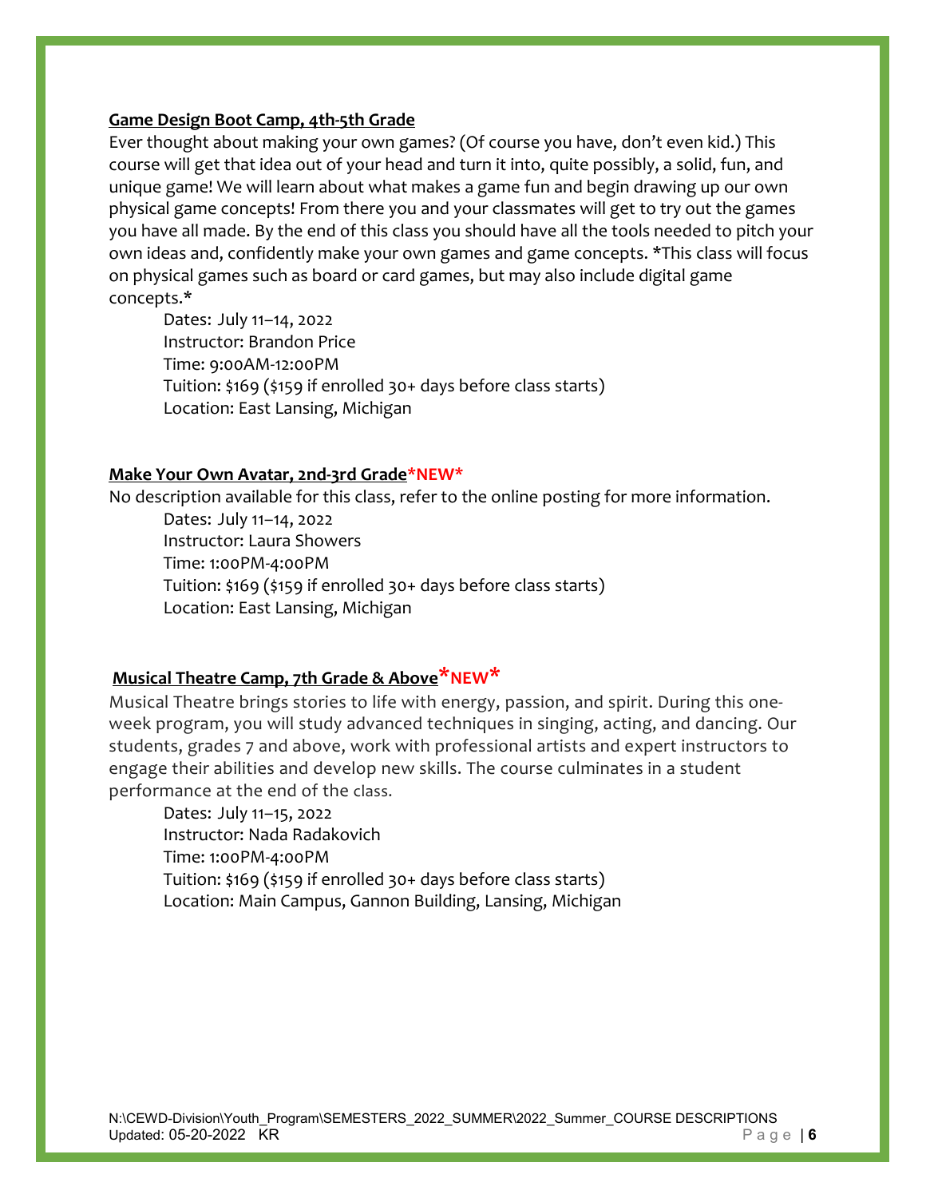**Game Design Boot Camp, 4th-5th Grade**

Ever thought about making your own games? (Of course you have, don't even kid.) This course will get that idea out of your head and turn it into, quite possibly, a solid, fun, and unique game! We will learn about what makes a game fun and begin drawing up our own physical game concepts! From there you and your classmates will get to try out the games you have all made. By the end of this class you should have all the tools needed to pitch your own ideas and, confidently make your own games and game concepts. *This class will focus on physical games such as board or card games, but may also include digital game concepts.*

Dates: July 11–14, 2022
Instructor: Brandon Price
Time: 9:00AM-12:00PM
Tuition: $169 ($159 if enrolled 30+ days before class starts)
Location: East Lansing, Michigan

**Make Your Own Avatar, 2nd-3rd Grade*NEW***

No description available for this class, refer to the online posting for more information.

Dates: July 11–14, 2022
Instructor: Laura Showers
Time: 1:00PM-4:00PM
Tuition: $169 ($159 if enrolled 30+ days before class starts)
Location: East Lansing, Michigan

**Musical Theatre Camp, 7th Grade & Above*NEW***

Musical Theatre brings stories to life with energy, passion, and spirit. During this one-week program, you will study advanced techniques in singing, acting, and dancing. Our students, grades 7 and above, work with professional artists and expert instructors to engage their abilities and develop new skills. The course culminates in a student performance at the end of the class.

Dates: July 11–15, 2022
Instructor: Nada Radakovich
Time: 1:00PM-4:00PM
Tuition: $169 ($159 if enrolled 30+ days before class starts)
Location: Main Campus, Gannon Building, Lansing, Michigan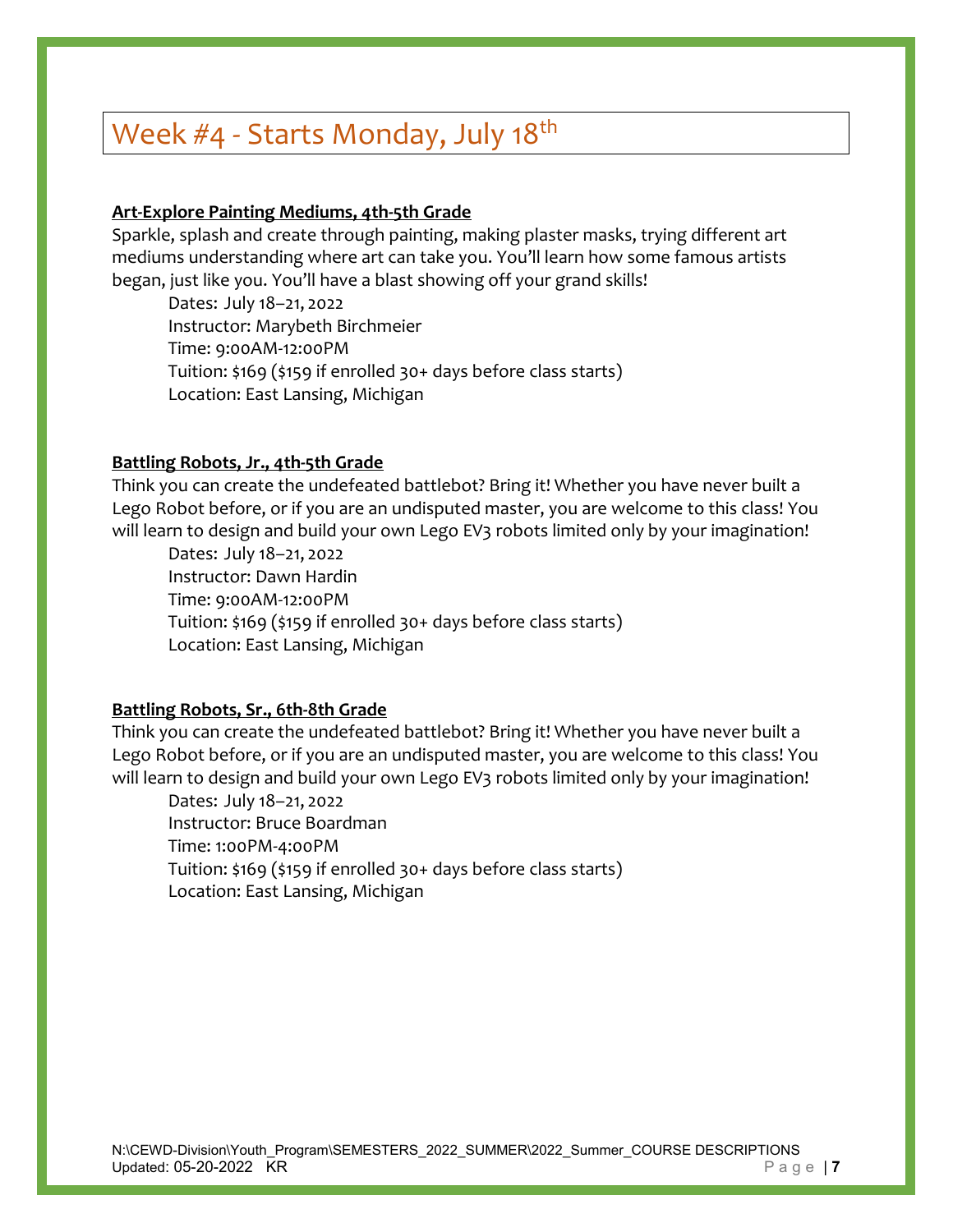# Week #4 - Starts Monday, July 18th

**Art-Explore Painting Mediums, 4th-5th Grade**

Sparkle, splash and create through painting, making plaster masks, trying different art mediums understanding where art can take you. You'll learn how some famous artists began, just like you. You'll have a blast showing off your grand skills!

Dates: July 18–21, 2022
Instructor: Marybeth Birchmeier
Time: 9:00AM-12:00PM
Tuition: $169 ($159 if enrolled 30+ days before class starts)
Location: East Lansing, Michigan

**Battling Robots, Jr., 4th-5th Grade**

Think you can create the undefeated battlebot? Bring it! Whether you have never built a Lego Robot before, or if you are an undisputed master, you are welcome to this class! You will learn to design and build your own Lego EV3 robots limited only by your imagination!

Dates: July 18–21, 2022
Instructor: Dawn Hardin
Time: 9:00AM-12:00PM
Tuition: $169 ($159 if enrolled 30+ days before class starts)
Location: East Lansing, Michigan

**Battling Robots, Sr., 6th-8th Grade**

Think you can create the undefeated battlebot? Bring it! Whether you have never built a Lego Robot before, or if you are an undisputed master, you are welcome to this class! You will learn to design and build your own Lego EV3 robots limited only by your imagination!

Dates: July 18–21, 2022
Instructor: Bruce Boardman
Time: 1:00PM-4:00PM
Tuition: $169 ($159 if enrolled 30+ days before class starts)
Location: East Lansing, Michigan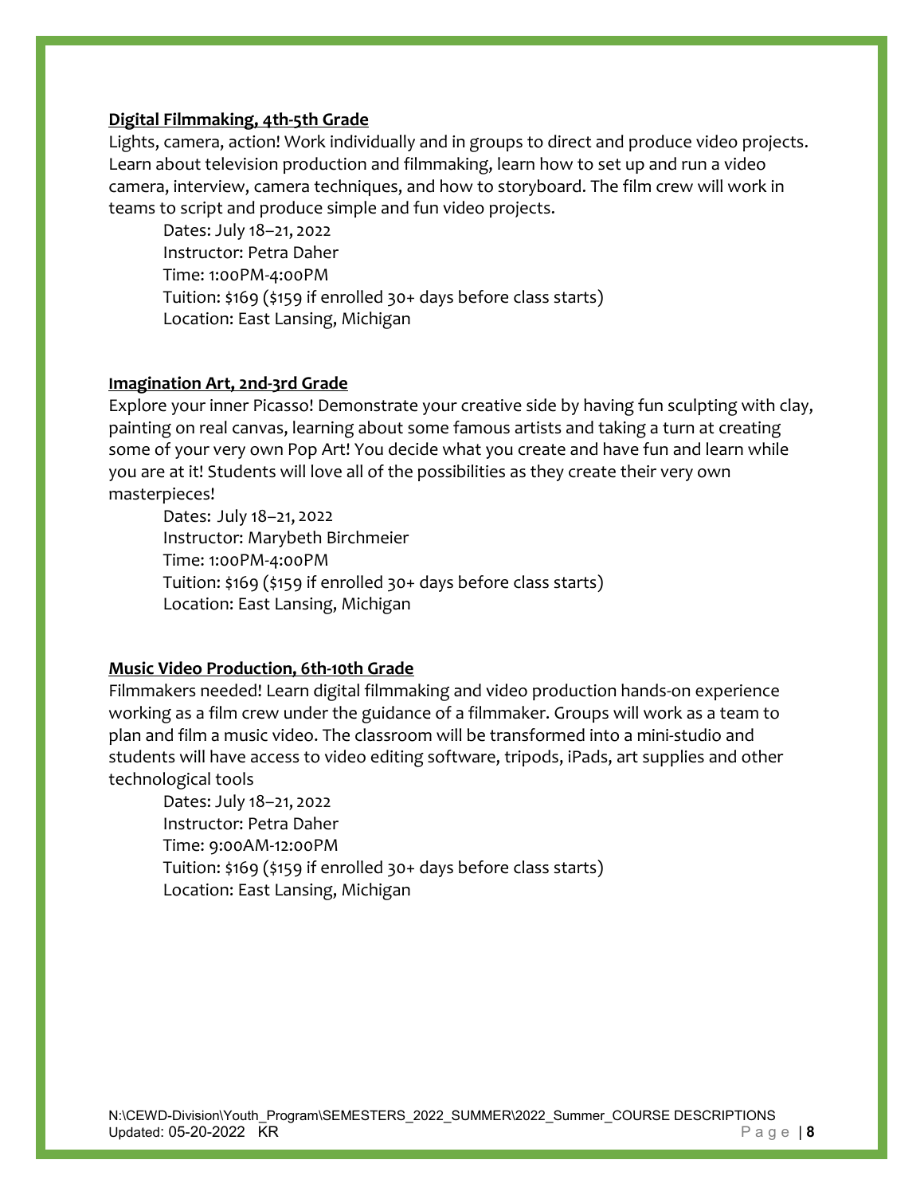**Digital Filmmaking, 4th-5th Grade**

Lights, camera, action! Work individually and in groups to direct and produce video projects. Learn about television production and filmmaking, learn how to set up and run a video camera, interview, camera techniques, and how to storyboard. The film crew will work in teams to script and produce simple and fun video projects.

Dates: July 18–21, 2022
Instructor: Petra Daher
Time: 1:00PM-4:00PM
Tuition: $169 ($159 if enrolled 30+ days before class starts)
Location: East Lansing, Michigan

**Imagination Art, 2nd-3rd Grade**

Explore your inner Picasso! Demonstrate your creative side by having fun sculpting with clay, painting on real canvas, learning about some famous artists and taking a turn at creating some of your very own Pop Art! You decide what you create and have fun and learn while you are at it! Students will love all of the possibilities as they create their very own masterpieces!

Dates: July 18–21, 2022
Instructor: Marybeth Birchmeier
Time: 1:00PM-4:00PM
Tuition: $169 ($159 if enrolled 30+ days before class starts)
Location: East Lansing, Michigan

**Music Video Production, 6th-10th Grade**

Filmmakers needed! Learn digital filmmaking and video production hands-on experience working as a film crew under the guidance of a filmmaker. Groups will work as a team to plan and film a music video. The classroom will be transformed into a mini-studio and students will have access to video editing software, tripods, iPads, art supplies and other technological tools

Dates: July 18–21, 2022
Instructor: Petra Daher
Time: 9:00AM-12:00PM
Tuition: $169 ($159 if enrolled 30+ days before class starts)
Location: East Lansing, Michigan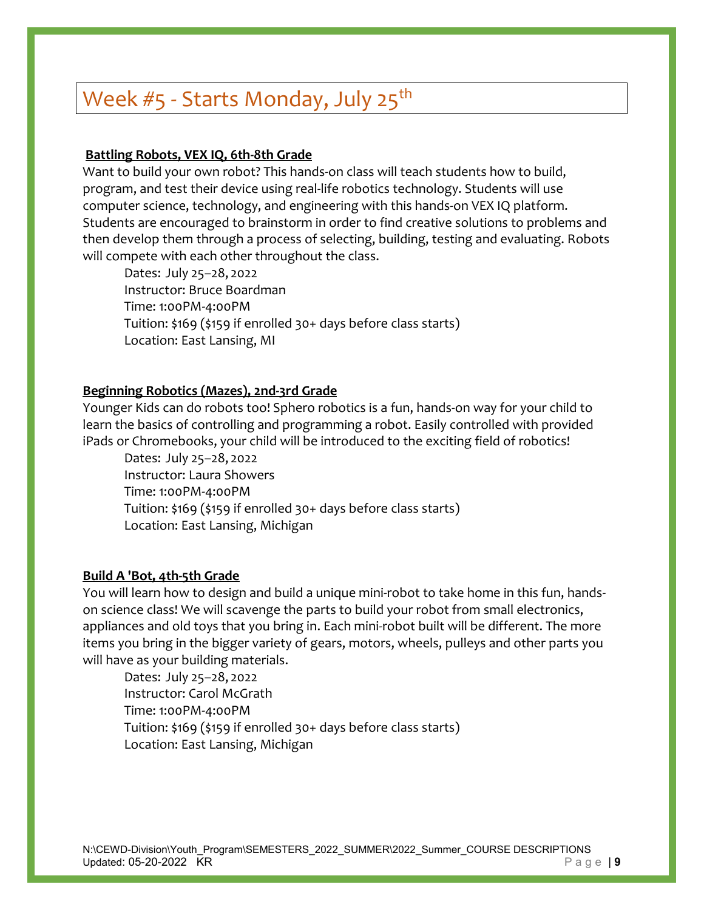# Week #5 - Starts Monday, July 25th

**Battling Robots, VEX IQ, 6th-8th Grade**

Want to build your own robot? This hands-on class will teach students how to build, program, and test their device using real-life robotics technology. Students will use computer science, technology, and engineering with this hands-on VEX IQ platform. Students are encouraged to brainstorm in order to find creative solutions to problems and then develop them through a process of selecting, building, testing and evaluating. Robots will compete with each other throughout the class.

Dates: July 25–28, 2022
Instructor: Bruce Boardman
Time: 1:00PM-4:00PM
Tuition: $169 ($159 if enrolled 30+ days before class starts)
Location: East Lansing, MI

**Beginning Robotics (Mazes), 2nd-3rd Grade**

Younger Kids can do robots too! Sphero robotics is a fun, hands-on way for your child to learn the basics of controlling and programming a robot. Easily controlled with provided iPads or Chromebooks, your child will be introduced to the exciting field of robotics!

Dates: July 25–28, 2022
Instructor: Laura Showers
Time: 1:00PM-4:00PM
Tuition: $169 ($159 if enrolled 30+ days before class starts)
Location: East Lansing, Michigan

**Build A 'Bot, 4th-5th Grade**

You will learn how to design and build a unique mini-robot to take home in this fun, hands-on science class! We will scavenge the parts to build your robot from small electronics, appliances and old toys that you bring in. Each mini-robot built will be different. The more items you bring in the bigger variety of gears, motors, wheels, pulleys and other parts you will have as your building materials.

Dates: July 25–28, 2022
Instructor: Carol McGrath
Time: 1:00PM-4:00PM
Tuition: $169 ($159 if enrolled 30+ days before class starts)
Location: East Lansing, Michigan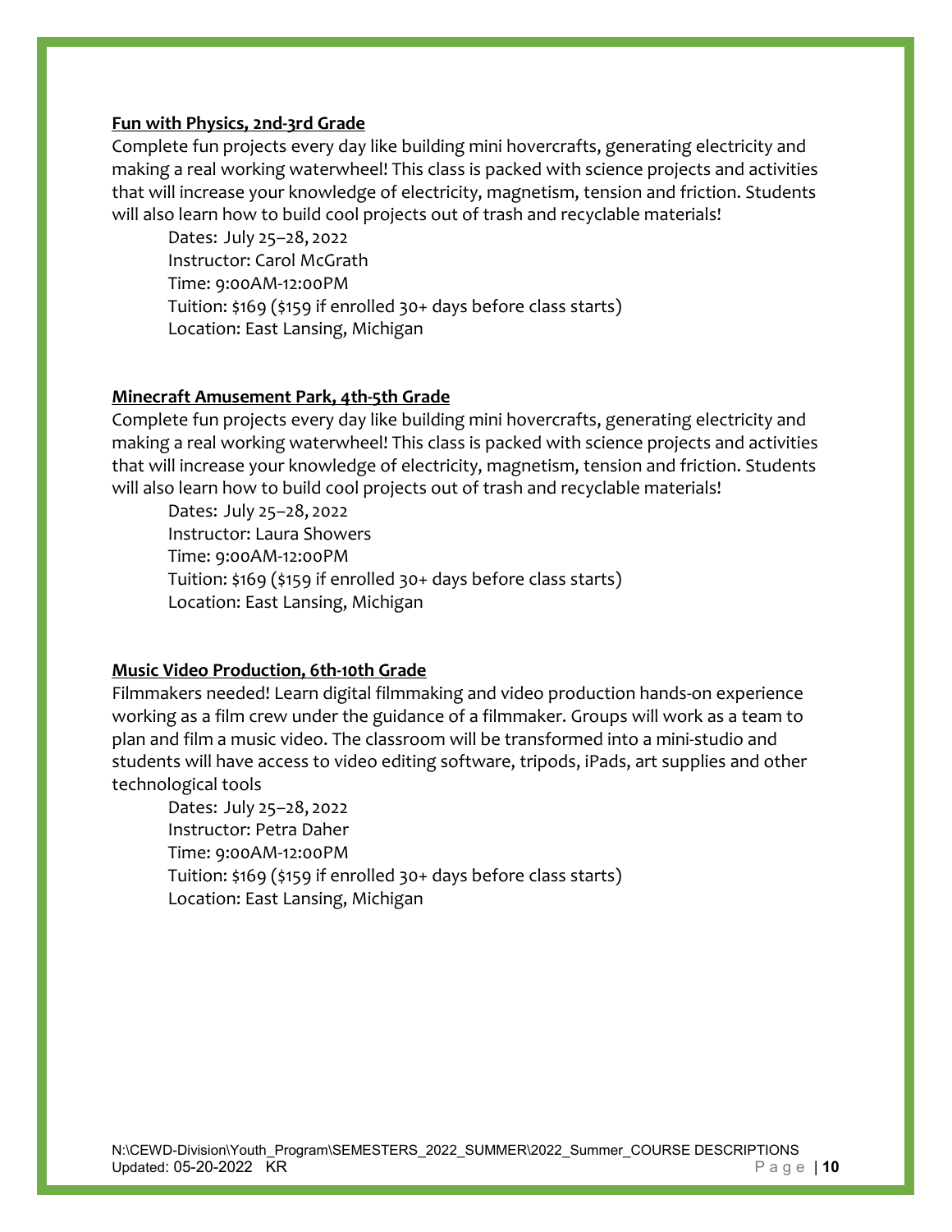**Fun with Physics, 2nd-3rd Grade**

Complete fun projects every day like building mini hovercrafts, generating electricity and making a real working waterwheel! This class is packed with science projects and activities that will increase your knowledge of electricity, magnetism, tension and friction. Students will also learn how to build cool projects out of trash and recyclable materials!

Dates: July 25–28, 2022
Instructor: Carol McGrath
Time: 9:00AM-12:00PM
Tuition: $169 ($159 if enrolled 30+ days before class starts)
Location: East Lansing, Michigan

**Minecraft Amusement Park, 4th-5th Grade**

Complete fun projects every day like building mini hovercrafts, generating electricity and making a real working waterwheel! This class is packed with science projects and activities that will increase your knowledge of electricity, magnetism, tension and friction. Students will also learn how to build cool projects out of trash and recyclable materials!

Dates: July 25–28, 2022
Instructor: Laura Showers
Time: 9:00AM-12:00PM
Tuition: $169 ($159 if enrolled 30+ days before class starts)
Location: East Lansing, Michigan

**Music Video Production, 6th-10th Grade**

Filmmakers needed! Learn digital filmmaking and video production hands-on experience working as a film crew under the guidance of a filmmaker. Groups will work as a team to plan and film a music video. The classroom will be transformed into a mini-studio and students will have access to video editing software, tripods, iPads, art supplies and other technological tools

Dates: July 25–28, 2022
Instructor: Petra Daher
Time: 9:00AM-12:00PM
Tuition: $169 ($159 if enrolled 30+ days before class starts)
Location: East Lansing, Michigan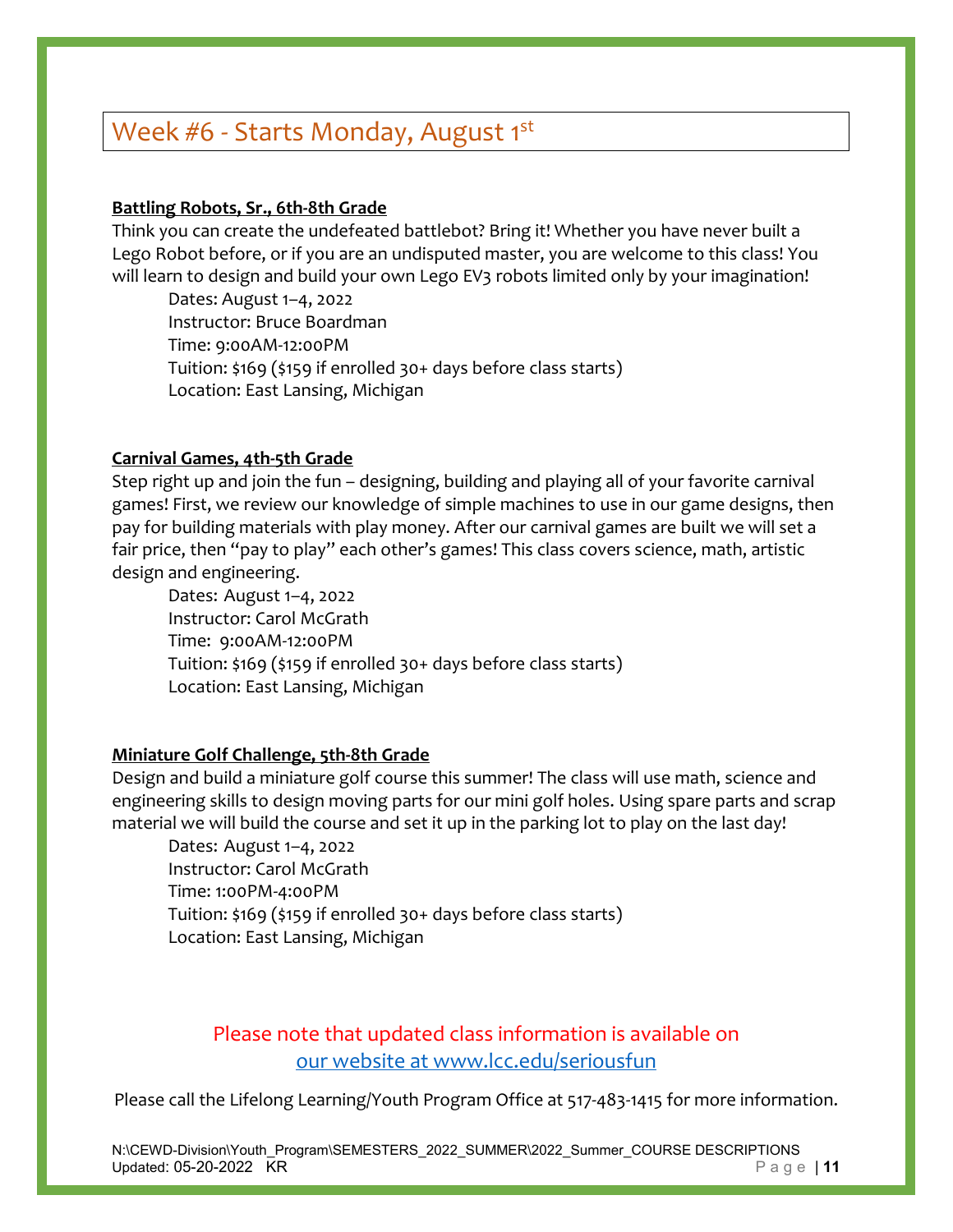## Week #6 - Starts Monday, August 1st

**Battling Robots, Sr., 6th-8th Grade**

Think you can create the undefeated battlebot? Bring it! Whether you have never built a Lego Robot before, or if you are an undisputed master, you are welcome to this class! You will learn to design and build your own Lego EV3 robots limited only by your imagination!

Dates: August 1–4, 2022
Instructor: Bruce Boardman
Time: 9:00AM-12:00PM
Tuition: $169 ($159 if enrolled 30+ days before class starts)
Location: East Lansing, Michigan

**Carnival Games, 4th-5th Grade**

Step right up and join the fun – designing, building and playing all of your favorite carnival games! First, we review our knowledge of simple machines to use in our game designs, then pay for building materials with play money. After our carnival games are built we will set a fair price, then "pay to play" each other's games! This class covers science, math, artistic design and engineering.

Dates: August 1–4, 2022
Instructor: Carol McGrath
Time: 9:00AM-12:00PM
Tuition: $169 ($159 if enrolled 30+ days before class starts)
Location: East Lansing, Michigan

**Miniature Golf Challenge, 5th-8th Grade**

Design and build a miniature golf course this summer! The class will use math, science and engineering skills to design moving parts for our mini golf holes. Using spare parts and scrap material we will build the course and set it up in the parking lot to play on the last day!

Dates: August 1–4, 2022
Instructor: Carol McGrath
Time: 1:00PM-4:00PM
Tuition: $169 ($159 if enrolled 30+ days before class starts)
Location: East Lansing, Michigan

Please note that updated class information is available on [our website at www.lcc.edu/seriousfun](http://www.lcc.edu/seriousfun)

Please call the Lifelong Learning/Youth Program Office at 517-483-1415 for more information.

N:\CEWD-Division\Youth_Program\SEMESTERS_2022_SUMMER\2022_Summer_COURSE DESCRIPTIONS
Updated: 05-20-2022 KR